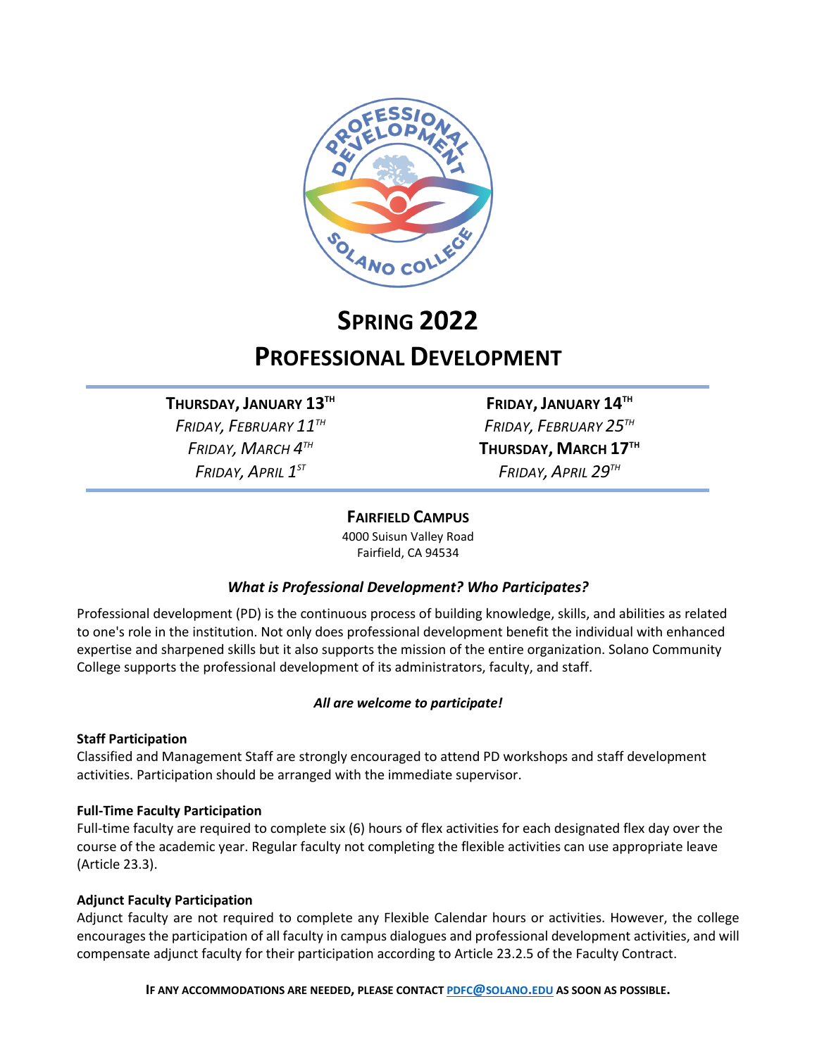# Spring 2022

# Professional Development

**Thursday, January 13th**
*Friday, February 11th*
*Friday, March 4th*
*Friday, April 1st*

**Friday, January 14th**
*Friday, February 25th*
**Thursday, March 17th**
*Friday, April 29th*

**Fairfield Campus**
4000 Suisun Valley Road
Fairfield, CA 94534

### *What is Professional Development? Who Participates?*

Professional development (PD) is the continuous process of building knowledge, skills, and abilities as related to one's role in the institution. Not only does professional development benefit the individual with enhanced expertise and sharpened skills but it also supports the mission of the entire organization. Solano Community College supports the professional development of its administrators, faculty, and staff.

***All are welcome to participate!***

**Staff Participation**
Classified and Management Staff are strongly encouraged to attend PD workshops and staff development activities. Participation should be arranged with the immediate supervisor.

**Full-Time Faculty Participation**
Full-time faculty are required to complete six (6) hours of flex activities for each designated flex day over the course of the academic year. Regular faculty not completing the flexible activities can use appropriate leave (Article 23.3).

**Adjunct Faculty Participation**
Adjunct faculty are not required to complete any Flexible Calendar hours or activities. However, the college encourages the participation of all faculty in campus dialogues and professional development activities, and will compensate adjunct faculty for their participation according to Article 23.2.5 of the Faculty Contract.

**If any accommodations are needed, please contact PDFC@SOLANO.EDU as soon as possible.**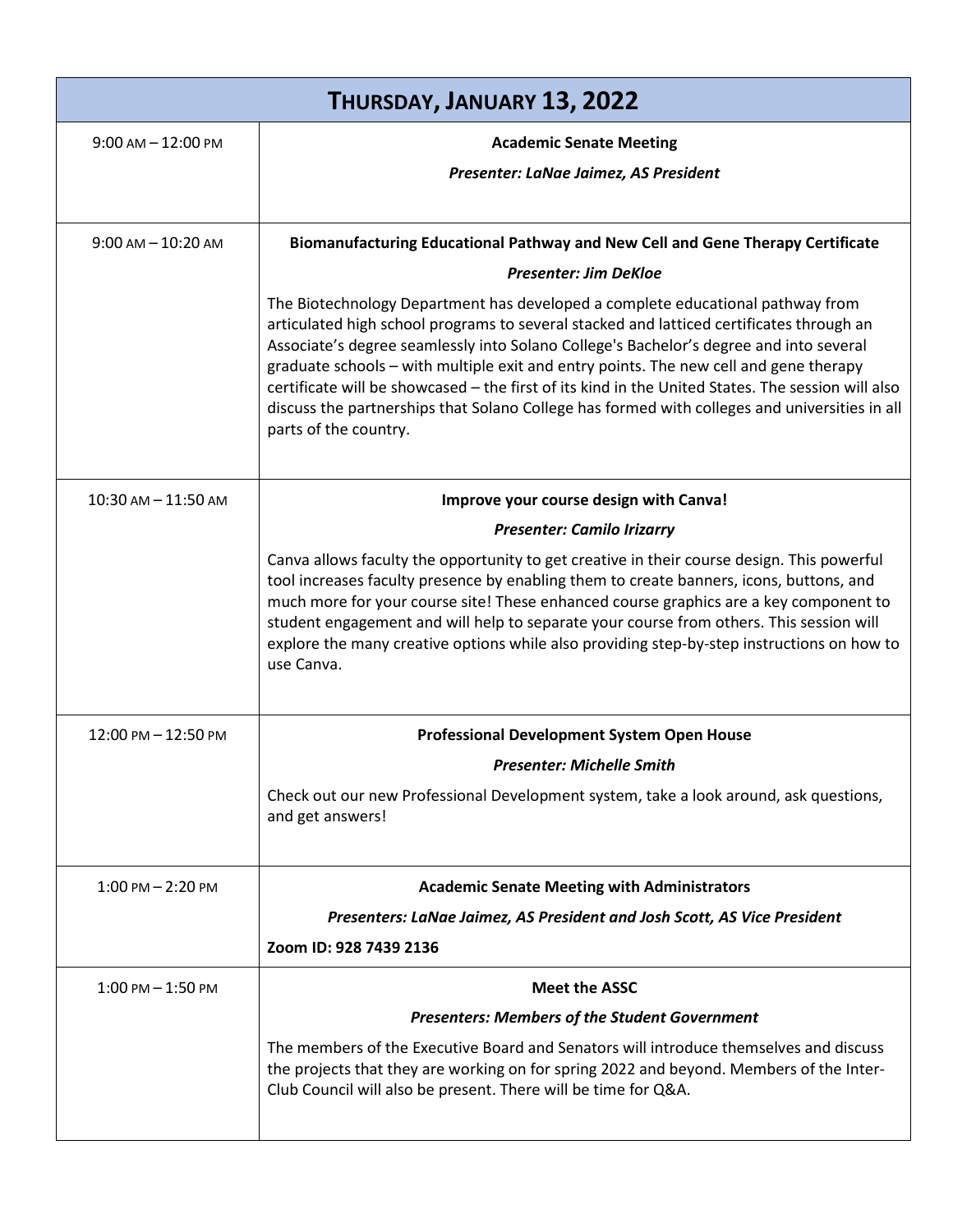| Thursday, January 13, 2022 | |
| --- | --- |
| 9:00 AM – 12:00 PM | **Academic Senate Meeting**<br>***Presenter: LaNae Jaimez, AS President*** |
| 9:00 AM – 10:20 AM | **Biomanufacturing Educational Pathway and New Cell and Gene Therapy Certificate**<br>***Presenter: Jim DeKloe***<br>The Biotechnology Department has developed a complete educational pathway from articulated high school programs to several stacked and latticed certificates through an Associate's degree seamlessly into Solano College's Bachelor's degree and into several graduate schools – with multiple exit and entry points. The new cell and gene therapy certificate will be showcased – the first of its kind in the United States. The session will also discuss the partnerships that Solano College has formed with colleges and universities in all parts of the country. |
| 10:30 AM – 11:50 AM | **Improve your course design with Canva!**<br>***Presenter: Camilo Irizarry***<br>Canva allows faculty the opportunity to get creative in their course design. This powerful tool increases faculty presence by enabling them to create banners, icons, buttons, and much more for your course site! These enhanced course graphics are a key component to student engagement and will help to separate your course from others. This session will explore the many creative options while also providing step-by-step instructions on how to use Canva. |
| 12:00 PM – 12:50 PM | **Professional Development System Open House**<br>***Presenter: Michelle Smith***<br>Check out our new Professional Development system, take a look around, ask questions, and get answers! |
| 1:00 PM – 2:20 PM | **Academic Senate Meeting with Administrators**<br>***Presenters: LaNae Jaimez, AS President and Josh Scott, AS Vice President***<br>**Zoom ID: 928 7439 2136** |
| 1:00 PM – 1:50 PM | **Meet the ASSC**<br>***Presenters: Members of the Student Government***<br>The members of the Executive Board and Senators will introduce themselves and discuss the projects that they are working on for spring 2022 and beyond. Members of the Inter-Club Council will also be present. There will be time for Q&A. |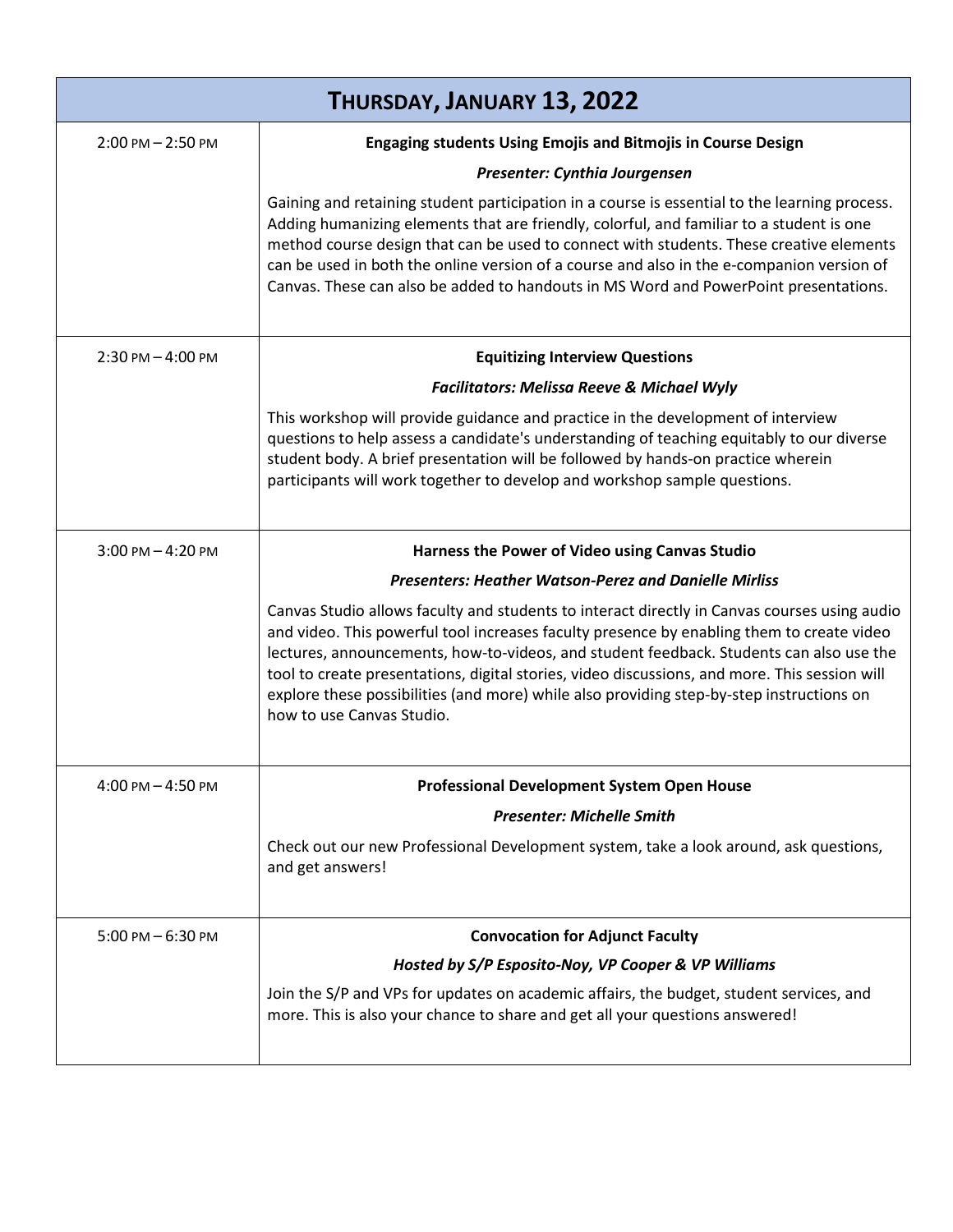| THURSDAY, JANUARY 13, 2022 | |
|---|---|
| 2:00 PM – 2:50 PM | **Engaging students Using Emojis and Bitmojis in Course Design**<br>***Presenter: Cynthia Jourgensen***<br>Gaining and retaining student participation in a course is essential to the learning process. Adding humanizing elements that are friendly, colorful, and familiar to a student is one method course design that can be used to connect with students. These creative elements can be used in both the online version of a course and also in the e-companion version of Canvas. These can also be added to handouts in MS Word and PowerPoint presentations. |
| 2:30 PM – 4:00 PM | **Equitizing Interview Questions**<br>***Facilitators: Melissa Reeve & Michael Wyly***<br>This workshop will provide guidance and practice in the development of interview questions to help assess a candidate's understanding of teaching equitably to our diverse student body. A brief presentation will be followed by hands-on practice wherein participants will work together to develop and workshop sample questions. |
| 3:00 PM – 4:20 PM | **Harness the Power of Video using Canvas Studio**<br>***Presenters: Heather Watson-Perez and Danielle Mirliss***<br>Canvas Studio allows faculty and students to interact directly in Canvas courses using audio and video. This powerful tool increases faculty presence by enabling them to create video lectures, announcements, how-to-videos, and student feedback. Students can also use the tool to create presentations, digital stories, video discussions, and more. This session will explore these possibilities (and more) while also providing step-by-step instructions on how to use Canvas Studio. |
| 4:00 PM – 4:50 PM | **Professional Development System Open House**<br>***Presenter: Michelle Smith***<br>Check out our new Professional Development system, take a look around, ask questions, and get answers! |
| 5:00 PM – 6:30 PM | **Convocation for Adjunct Faculty**<br>***Hosted by S/P Esposito-Noy, VP Cooper & VP Williams***<br>Join the S/P and VPs for updates on academic affairs, the budget, student services, and more. This is also your chance to share and get all your questions answered! |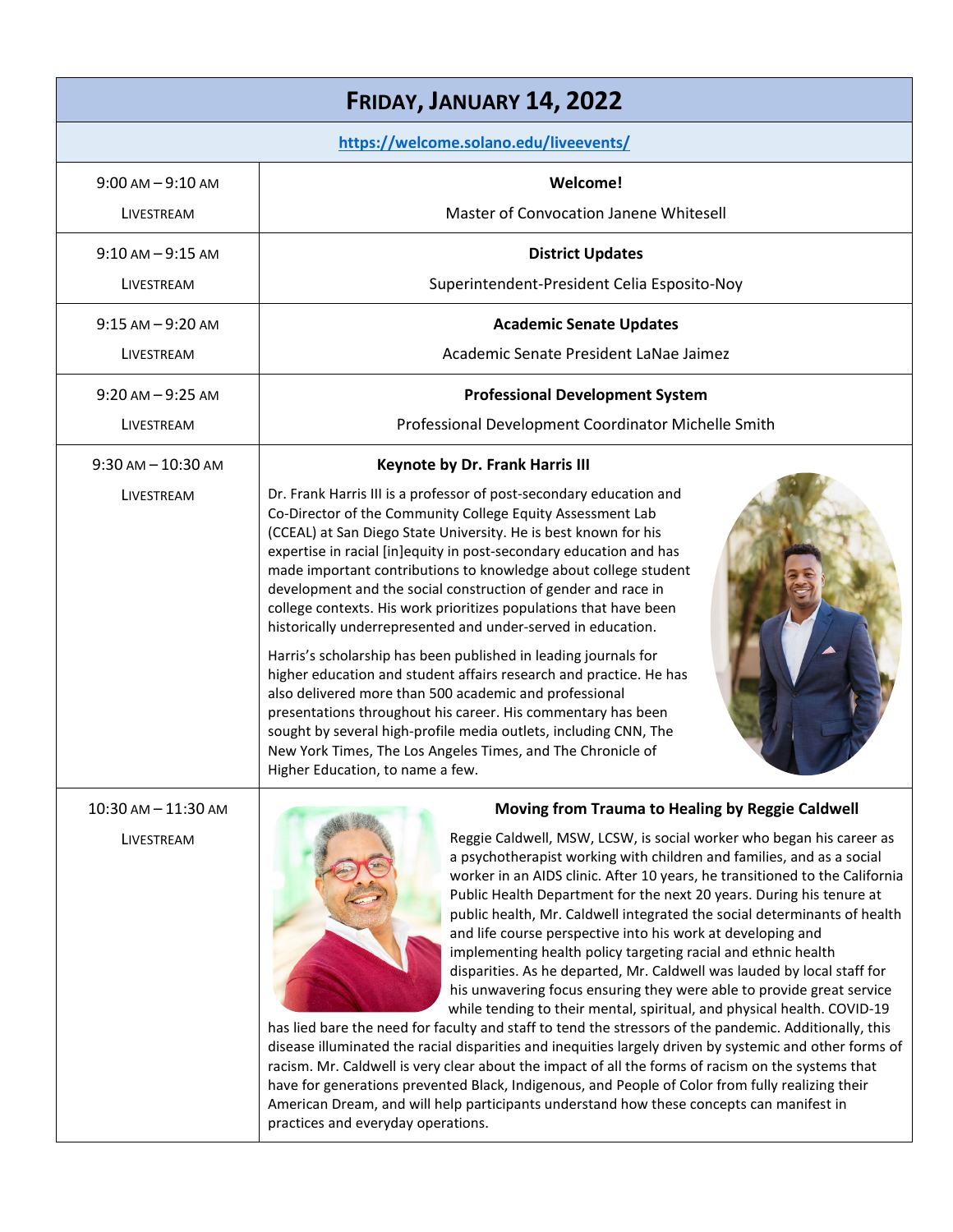| **FRIDAY, JANUARY 14, 2022** | |
|---|---|
| https://welcome.solano.edu/liveevents/ | |
| 9:00 AM – 9:10 AM<br><br>LIVESTREAM | **Welcome!**<br><br>Master of Convocation Janene Whitesell |
| 9:10 AM – 9:15 AM<br><br>LIVESTREAM | **District Updates**<br><br>Superintendent-President Celia Esposito-Noy |
| 9:15 AM – 9:20 AM<br><br>LIVESTREAM | **Academic Senate Updates**<br><br>Academic Senate President LaNae Jaimez |
| 9:20 AM – 9:25 AM<br><br>LIVESTREAM | **Professional Development System**<br><br>Professional Development Coordinator Michelle Smith |
| 9:30 AM – 10:30 AM<br><br>LIVESTREAM | **Keynote by Dr. Frank Harris III**<br><br>Dr. Frank Harris III is a professor of post-secondary education and Co-Director of the Community College Equity Assessment Lab (CCEAL) at San Diego State University. He is best known for his expertise in racial [in]equity in post-secondary education and has made important contributions to knowledge about college student development and the social construction of gender and race in college contexts. His work prioritizes populations that have been historically underrepresented and under-served in education.<br><br>Harris's scholarship has been published in leading journals for higher education and student affairs research and practice. He has also delivered more than 500 academic and professional presentations throughout his career. His commentary has been sought by several high-profile media outlets, including CNN, The New York Times, The Los Angeles Times, and The Chronicle of Higher Education, to name a few. |
| 10:30 AM – 11:30 AM<br><br>LIVESTREAM | **Moving from Trauma to Healing by Reggie Caldwell**<br><br>Reggie Caldwell, MSW, LCSW, is social worker who began his career as a psychotherapist working with children and families, and as a social worker in an AIDS clinic. After 10 years, he transitioned to the California Public Health Department for the next 20 years. During his tenure at public health, Mr. Caldwell integrated the social determinants of health and life course perspective into his work at developing and implementing health policy targeting racial and ethnic health disparities. As he departed, Mr. Caldwell was lauded by local staff for his unwavering focus ensuring they were able to provide great service while tending to their mental, spiritual, and physical health. COVID-19 has lied bare the need for faculty and staff to tend the stressors of the pandemic. Additionally, this disease illuminated the racial disparities and inequities largely driven by systemic and other forms of racism. Mr. Caldwell is very clear about the impact of all the forms of racism on the systems that have for generations prevented Black, Indigenous, and People of Color from fully realizing their American Dream, and will help participants understand how these concepts can manifest in practices and everyday operations. |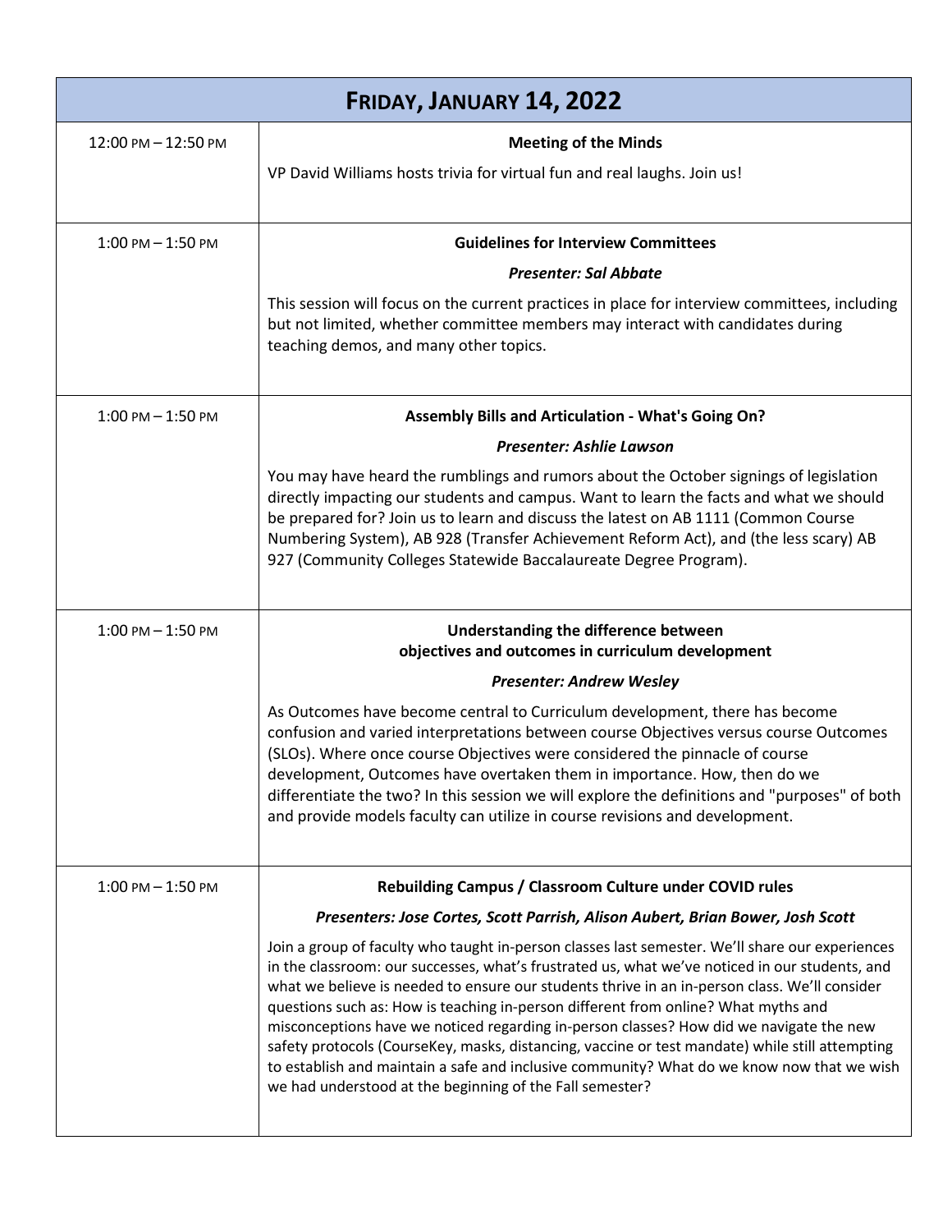| **FRIDAY, JANUARY 14, 2022** | |
|---|---|
| 12:00 PM – 12:50 PM | **Meeting of the Minds**<br><br>VP David Williams hosts trivia for virtual fun and real laughs. Join us! |
| 1:00 PM – 1:50 PM | **Guidelines for Interview Committees**<br><br>***Presenter: Sal Abbate***<br><br>This session will focus on the current practices in place for interview committees, including but not limited, whether committee members may interact with candidates during teaching demos, and many other topics. |
| 1:00 PM – 1:50 PM | **Assembly Bills and Articulation - What's Going On?**<br><br>***Presenter: Ashlie Lawson***<br><br>You may have heard the rumblings and rumors about the October signings of legislation directly impacting our students and campus. Want to learn the facts and what we should be prepared for? Join us to learn and discuss the latest on AB 1111 (Common Course Numbering System), AB 928 (Transfer Achievement Reform Act), and (the less scary) AB 927 (Community Colleges Statewide Baccalaureate Degree Program). |
| 1:00 PM – 1:50 PM | **Understanding the difference between objectives and outcomes in curriculum development**<br><br>***Presenter: Andrew Wesley***<br><br>As Outcomes have become central to Curriculum development, there has become confusion and varied interpretations between course Objectives versus course Outcomes (SLOs). Where once course Objectives were considered the pinnacle of course development, Outcomes have overtaken them in importance. How, then do we differentiate the two? In this session we will explore the definitions and "purposes" of both and provide models faculty can utilize in course revisions and development. |
| 1:00 PM – 1:50 PM | **Rebuilding Campus / Classroom Culture under COVID rules**<br><br>***Presenters: Jose Cortes, Scott Parrish, Alison Aubert, Brian Bower, Josh Scott***<br><br>Join a group of faculty who taught in-person classes last semester. We'll share our experiences in the classroom: our successes, what's frustrated us, what we've noticed in our students, and what we believe is needed to ensure our students thrive in an in-person class. We'll consider questions such as: How is teaching in-person different from online? What myths and misconceptions have we noticed regarding in-person classes? How did we navigate the new safety protocols (CourseKey, masks, distancing, vaccine or test mandate) while still attempting to establish and maintain a safe and inclusive community? What do we know now that we wish we had understood at the beginning of the Fall semester? |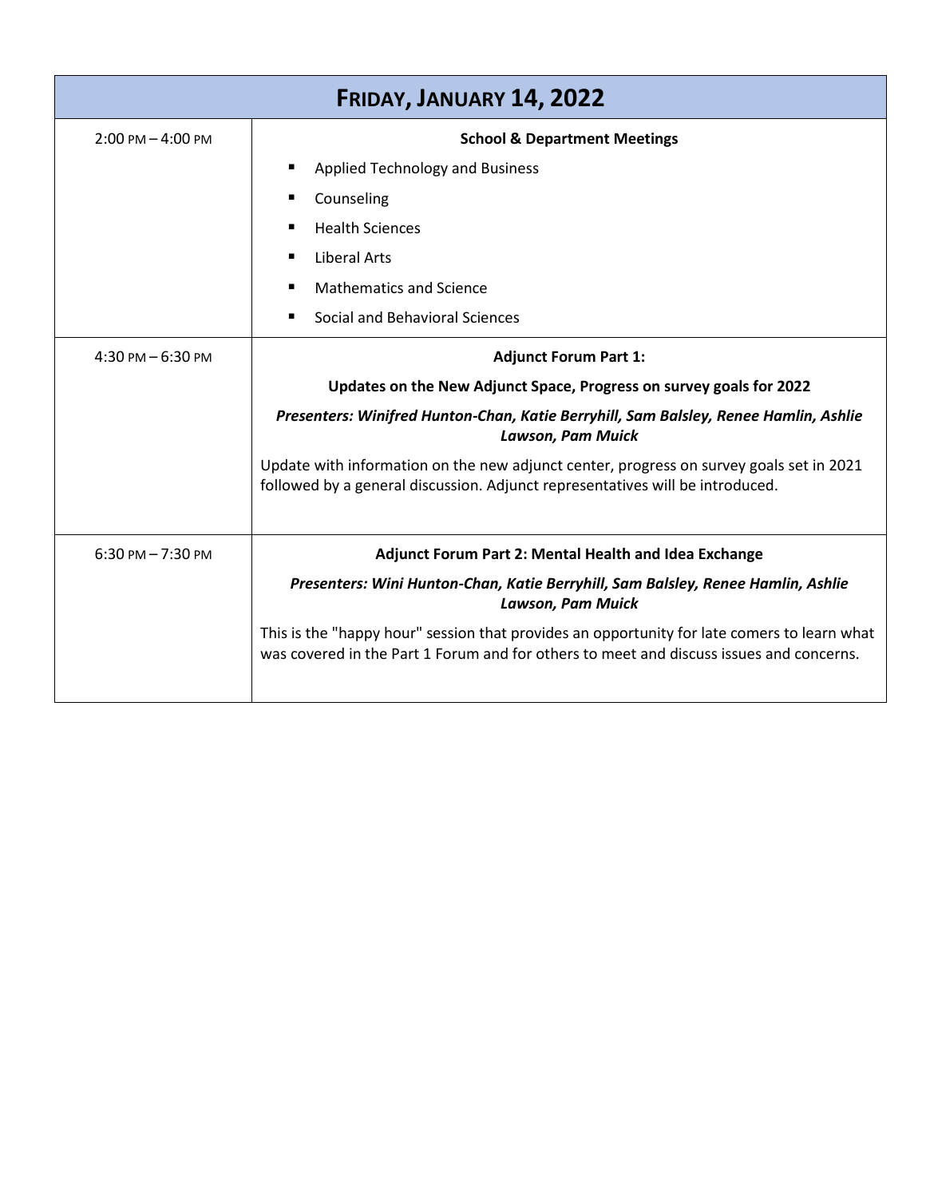| FRIDAY, JANUARY 14, 2022 | |
|---|---|
| 2:00 PM – 4:00 PM | **School & Department Meetings**<br>▪ Applied Technology and Business<br>▪ Counseling<br>▪ Health Sciences<br>▪ Liberal Arts<br>▪ Mathematics and Science<br>▪ Social and Behavioral Sciences |
| 4:30 PM – 6:30 PM | **Adjunct Forum Part 1:**<br>**Updates on the New Adjunct Space, Progress on survey goals for 2022**<br>***Presenters: Winifred Hunton-Chan, Katie Berryhill, Sam Balsley, Renee Hamlin, Ashlie Lawson, Pam Muick***<br>Update with information on the new adjunct center, progress on survey goals set in 2021 followed by a general discussion. Adjunct representatives will be introduced. |
| 6:30 PM – 7:30 PM | **Adjunct Forum Part 2: Mental Health and Idea Exchange**<br>***Presenters: Wini Hunton-Chan, Katie Berryhill, Sam Balsley, Renee Hamlin, Ashlie Lawson, Pam Muick***<br>This is the "happy hour" session that provides an opportunity for late comers to learn what was covered in the Part 1 Forum and for others to meet and discuss issues and concerns. |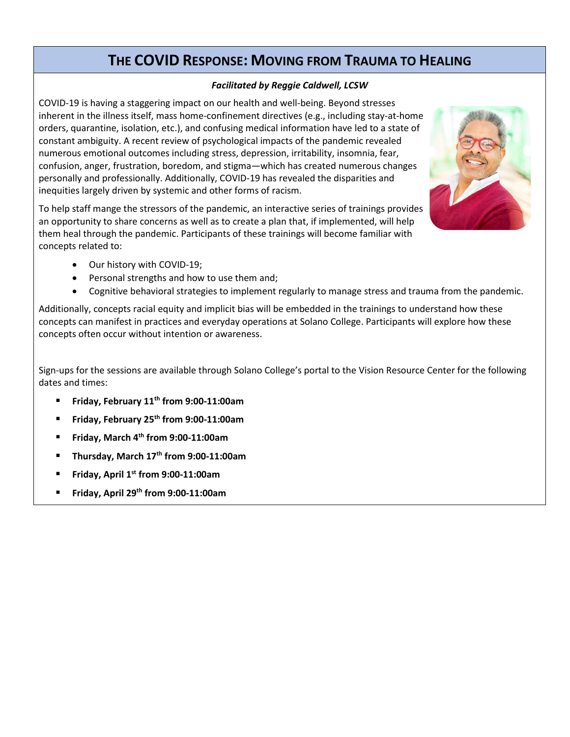# The COVID Response: Moving from Trauma to Healing

***Facilitated by Reggie Caldwell, LCSW***

COVID-19 is having a staggering impact on our health and well-being. Beyond stresses inherent in the illness itself, mass home-confinement directives (e.g., including stay-at-home orders, quarantine, isolation, etc.), and confusing medical information have led to a state of constant ambiguity. A recent review of psychological impacts of the pandemic revealed numerous emotional outcomes including stress, depression, irritability, insomnia, fear, confusion, anger, frustration, boredom, and stigma—which has created numerous changes personally and professionally. Additionally, COVID-19 has revealed the disparities and inequities largely driven by systemic and other forms of racism.

To help staff mange the stressors of the pandemic, an interactive series of trainings provides an opportunity to share concerns as well as to create a plan that, if implemented, will help them heal through the pandemic. Participants of these trainings will become familiar with concepts related to:

- Our history with COVID-19;
- Personal strengths and how to use them and;
- Cognitive behavioral strategies to implement regularly to manage stress and trauma from the pandemic.

Additionally, concepts racial equity and implicit bias will be embedded in the trainings to understand how these concepts can manifest in practices and everyday operations at Solano College. Participants will explore how these concepts often occur without intention or awareness.

Sign-ups for the sessions are available through Solano College's portal to the Vision Resource Center for the following dates and times:

- **Friday, February 11th from 9:00-11:00am**
- **Friday, February 25th from 9:00-11:00am**
- **Friday, March 4th from 9:00-11:00am**
- **Thursday, March 17th from 9:00-11:00am**
- **Friday, April 1st from 9:00-11:00am**
- **Friday, April 29th from 9:00-11:00am**